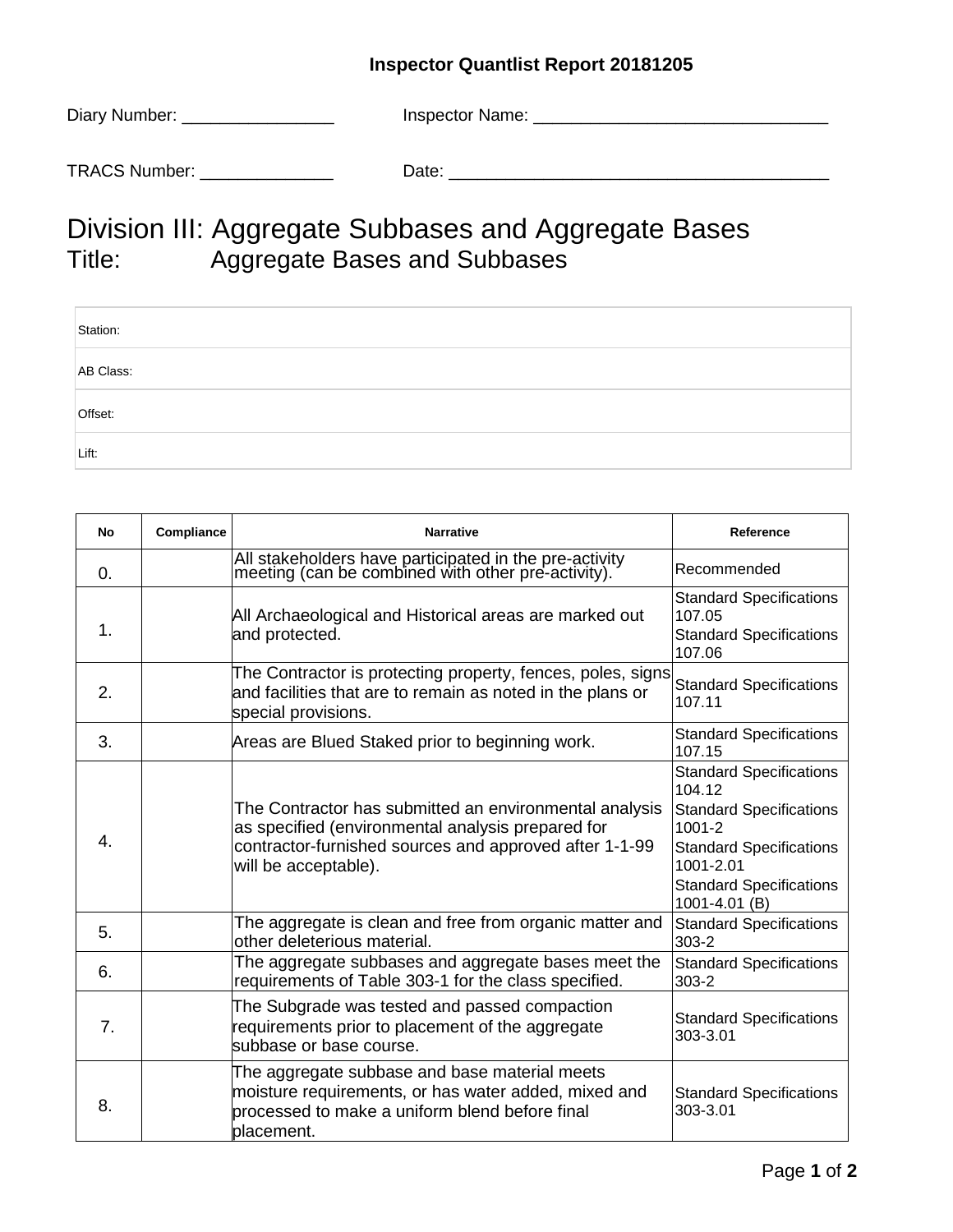**Inspector Quantlist Report 20181205**

Diary Number: ________________ Inspector Name: _______________________________

TRACS Number: ______________ Date: ________________________________________

# Division III: Aggregate Subbases and Aggregate Bases

## Title: Aggregate Bases and Subbases

| |
|---|
| Station: |
| AB Class: |
| Offset: |
| Lift: |

| No | Compliance | Narrative | Reference |
|---|---|---|---|
| 0. | | All stakeholders have participated in the pre-activity meeting (can be combined with other pre-activity). | Recommended |
| 1. | | All Archaeological and Historical areas are marked out and protected. | Standard Specifications 107.05<br>Standard Specifications 107.06 |
| 2. | | The Contractor is protecting property, fences, poles, signs and facilities that are to remain as noted in the plans or special provisions. | Standard Specifications 107.11 |
| 3. | | Areas are Blued Staked prior to beginning work. | Standard Specifications 107.15 |
| 4. | | The Contractor has submitted an environmental analysis as specified (environmental analysis prepared for contractor-furnished sources and approved after 1-1-99 will be acceptable). | Standard Specifications 104.12<br>Standard Specifications 1001-2<br>Standard Specifications 1001-2.01<br>Standard Specifications 1001-4.01 (B) |
| 5. | | The aggregate is clean and free from organic matter and other deleterious material. | Standard Specifications 303-2 |
| 6. | | The aggregate subbases and aggregate bases meet the requirements of Table 303-1 for the class specified. | Standard Specifications 303-2 |
| 7. | | The Subgrade was tested and passed compaction requirements prior to placement of the aggregate subbase or base course. | Standard Specifications 303-3.01 |
| 8. | | The aggregate subbase and base material meets moisture requirements, or has water added, mixed and processed to make a uniform blend before final placement. | Standard Specifications 303-3.01 |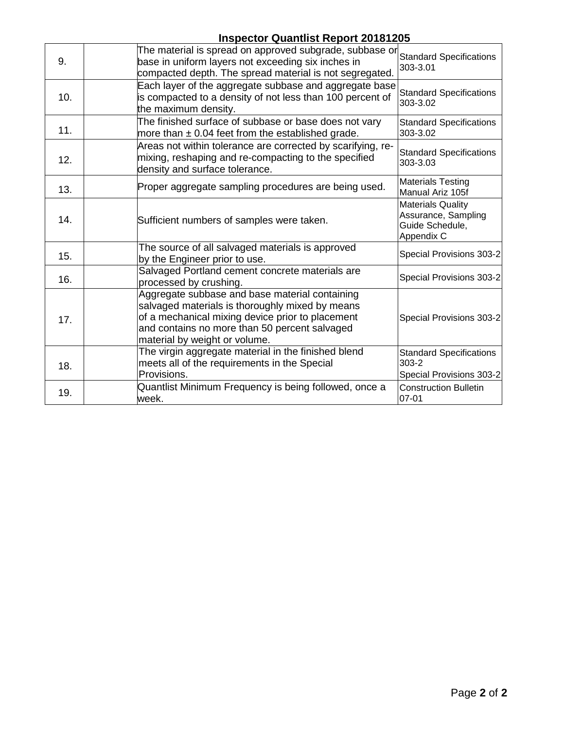### Inspector Quantlist Report 20181205

| | | | |
|---|---|---|---|
| 9. | | The material is spread on approved subgrade, subbase or base in uniform layers not exceeding six inches in compacted depth. The spread material is not segregated. | Standard Specifications 303-3.01 |
| 10. | | Each layer of the aggregate subbase and aggregate base is compacted to a density of not less than 100 percent of the maximum density. | Standard Specifications 303-3.02 |
| 11. | | The finished surface of subbase or base does not vary more than ± 0.04 feet from the established grade. | Standard Specifications 303-3.02 |
| 12. | | Areas not within tolerance are corrected by scarifying, re-mixing, reshaping and re-compacting to the specified density and surface tolerance. | Standard Specifications 303-3.03 |
| 13. | | Proper aggregate sampling procedures are being used. | Materials Testing Manual Ariz 105f |
| 14. | | Sufficient numbers of samples were taken. | Materials Quality Assurance, Sampling Guide Schedule, Appendix C |
| 15. | | The source of all salvaged materials is approved by the Engineer prior to use. | Special Provisions 303-2 |
| 16. | | Salvaged Portland cement concrete materials are processed by crushing. | Special Provisions 303-2 |
| 17. | | Aggregate subbase and base material containing salvaged materials is thoroughly mixed by means of a mechanical mixing device prior to placement and contains no more than 50 percent salvaged material by weight or volume. | Special Provisions 303-2 |
| 18. | | The virgin aggregate material in the finished blend meets all of the requirements in the Special Provisions. | Standard Specifications 303-2<br>Special Provisions 303-2 |
| 19. | | Quantlist Minimum Frequency is being followed, once a week. | Construction Bulletin 07-01 |